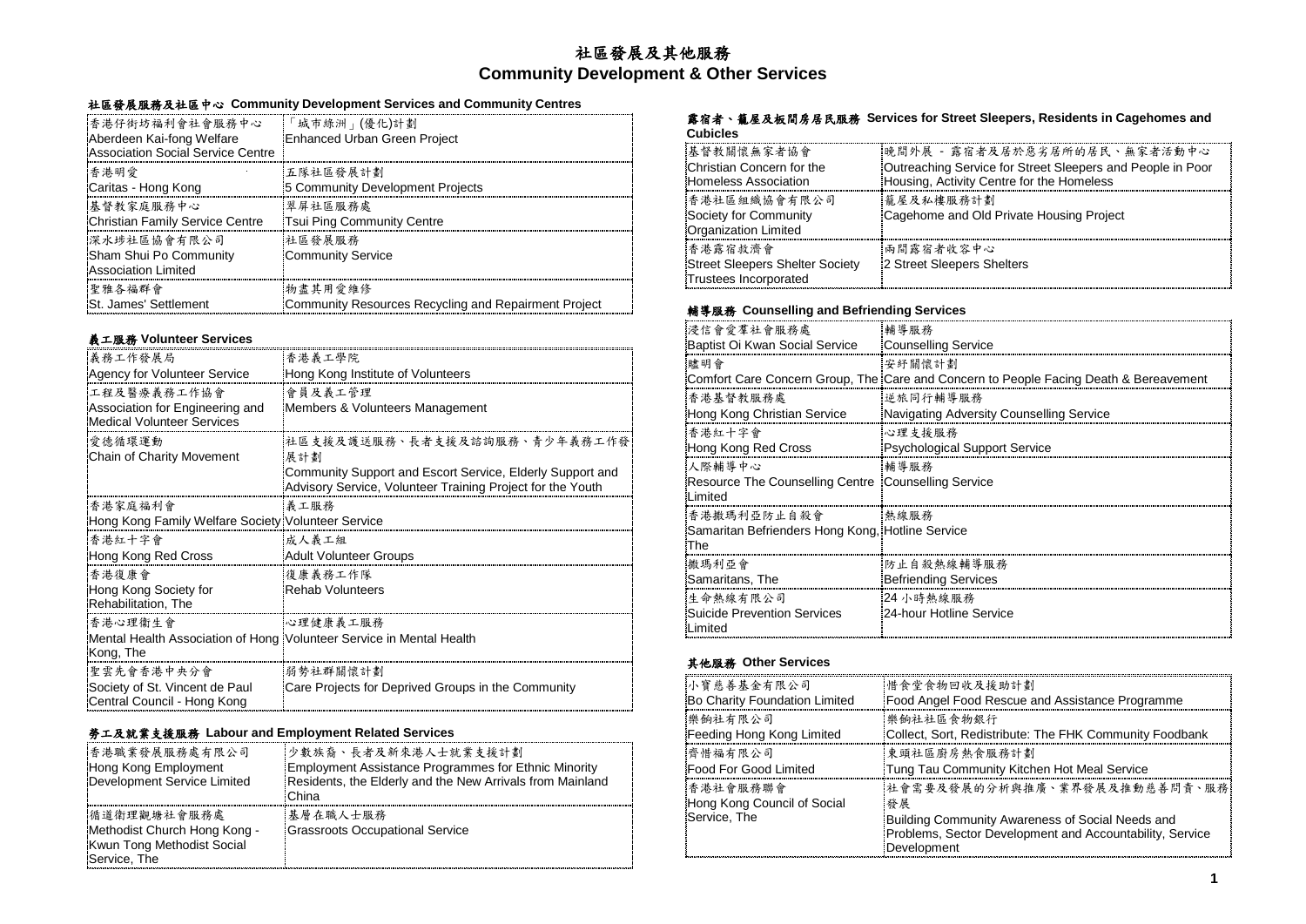# 社區發展及其他服務
# Community Development & Other Services

### 社區發展服務及社區中心 Community Development Services and Community Centres

| | |
|---|---|
| 香港仔街坊福利會社會服務中心<br>Aberdeen Kai-fong Welfare Association Social Service Centre | 「城市綠洲」(優化)計劃<br>Enhanced Urban Green Project |
| 香港明愛<br>Caritas - Hong Kong | 五隊社區發展計劃<br>5 Community Development Projects |
| 基督教家庭服務中心<br>Christian Family Service Centre | 翠屏社區服務處<br>Tsui Ping Community Centre |
| 深水埗社區協會有限公司<br>Sham Shui Po Community Association Limited | 社區發展服務<br>Community Service |
| 聖雅各福群會<br>St. James' Settlement | 物盡其用愛維修<br>Community Resources Recycling and Repairment Project |

### 義工服務 Volunteer Services

| | |
|---|---|
| 義務工作發展局<br>Agency for Volunteer Service | 香港義工學院<br>Hong Kong Institute of Volunteers |
| 工程及醫療義務工作協會<br>Association for Engineering and Medical Volunteer Services | 會員及義工管理<br>Members & Volunteers Management |
| 愛德循環運動<br>Chain of Charity Movement | 社區支援及護送服務、長者支援及諮詢服務、青少年義務工作發展計劃<br>Community Support and Escort Service, Elderly Support and Advisory Service, Volunteer Training Project for the Youth |
| 香港家庭福利會<br>Hong Kong Family Welfare Society | 義工服務<br>Volunteer Service |
| 香港紅十字會<br>Hong Kong Red Cross | 成人義工組<br>Adult Volunteer Groups |
| 香港復康會<br>Hong Kong Society for Rehabilitation, The | 復康義務工作隊<br>Rehab Volunteers |
| 香港心理衞生會<br>Mental Health Association of Hong Kong, The | 心理健康義工服務<br>Volunteer Service in Mental Health |
| 聖雲先會香港中央分會<br>Society of St. Vincent de Paul Central Council - Hong Kong | 弱勢社群關懷計劃<br>Care Projects for Deprived Groups in the Community |

### 勞工及就業支援服務 Labour and Employment Related Services

| | |
|---|---|
| 香港職業發展服務處有限公司<br>Hong Kong Employment Development Service Limited | 少數族裔、長者及新來港人士就業支援計劃<br>Employment Assistance Programmes for Ethnic Minority Residents, the Elderly and the New Arrivals from Mainland China |
| 循道衛理觀塘社會服務處<br>Methodist Church Hong Kong - Kwun Tong Methodist Social Service, The | 基層在職人士服務<br>Grassroots Occupational Service |

### 露宿者、籠屋及板間房居民服務 Services for Street Sleepers, Residents in Cagehomes and Cubicles

| | |
|---|---|
| 基督教關懷無家者協會<br>Christian Concern for the Homeless Association | 晚間外展 - 露宿者及居於惡劣居所的居民、無家者活動中心<br>Outreaching Service for Street Sleepers and People in Poor Housing, Activity Centre for the Homeless |
| 香港社區組織協會有限公司<br>Society for Community Organization Limited | 籠屋及私樓服務計劃<br>Cagehome and Old Private Housing Project |
| 香港露宿救濟會<br>Street Sleepers Shelter Society Trustees Incorporated | 兩間露宿者收容中心<br>2 Street Sleepers Shelters |

### 輔導服務 Counselling and Befriending Services

| | |
|---|---|
| 浸信會愛羣社會服務處<br>Baptist Oi Kwan Social Service | 輔導服務<br>Counselling Service |
| 贐明會<br>Comfort Care Concern Group, The | 安紓關懷計劃<br>Care and Concern to People Facing Death & Bereavement |
| 香港基督教服務處<br>Hong Kong Christian Service | 逆旅同行輔導服務<br>Navigating Adversity Counselling Service |
| 香港紅十字會<br>Hong Kong Red Cross | 心理支援服務<br>Psychological Support Service |
| 人際輔導中心<br>Resource The Counselling Centre Limited | 輔導服務<br>Counselling Service |
| 香港撒瑪利亞防止自殺會<br>Samaritan Befrienders Hong Kong, The | 熱線服務<br>Hotline Service |
| 撒瑪利亞會<br>Samaritans, The | 防止自殺熱線輔導服務<br>Befriending Services |
| 生命熱線有限公司<br>Suicide Prevention Services Limited | 24 小時熱線服務<br>24-hour Hotline Service |

### 其他服務 Other Services

| | |
|---|---|
| 小寶慈善基金有限公司<br>Bo Charity Foundation Limited | 惜食堂食物回收及援助計劃<br>Food Angel Food Rescue and Assistance Programme |
| 樂餉社有限公司<br>Feeding Hong Kong Limited | 樂餉社社區食物銀行<br>Collect, Sort, Redistribute: The FHK Community Foodbank |
| 齊惜福有限公司<br>Food For Good Limited | 東頭社區廚房熱食服務計劃<br>Tung Tau Community Kitchen Hot Meal Service |
| 香港社會服務聯會<br>Hong Kong Council of Social Service, The | 社會需要及發展的分析與推廣、業界發展及推動慈善問責、服務發展<br>Building Community Awareness of Social Needs and Problems, Sector Development and Accountability, Service Development |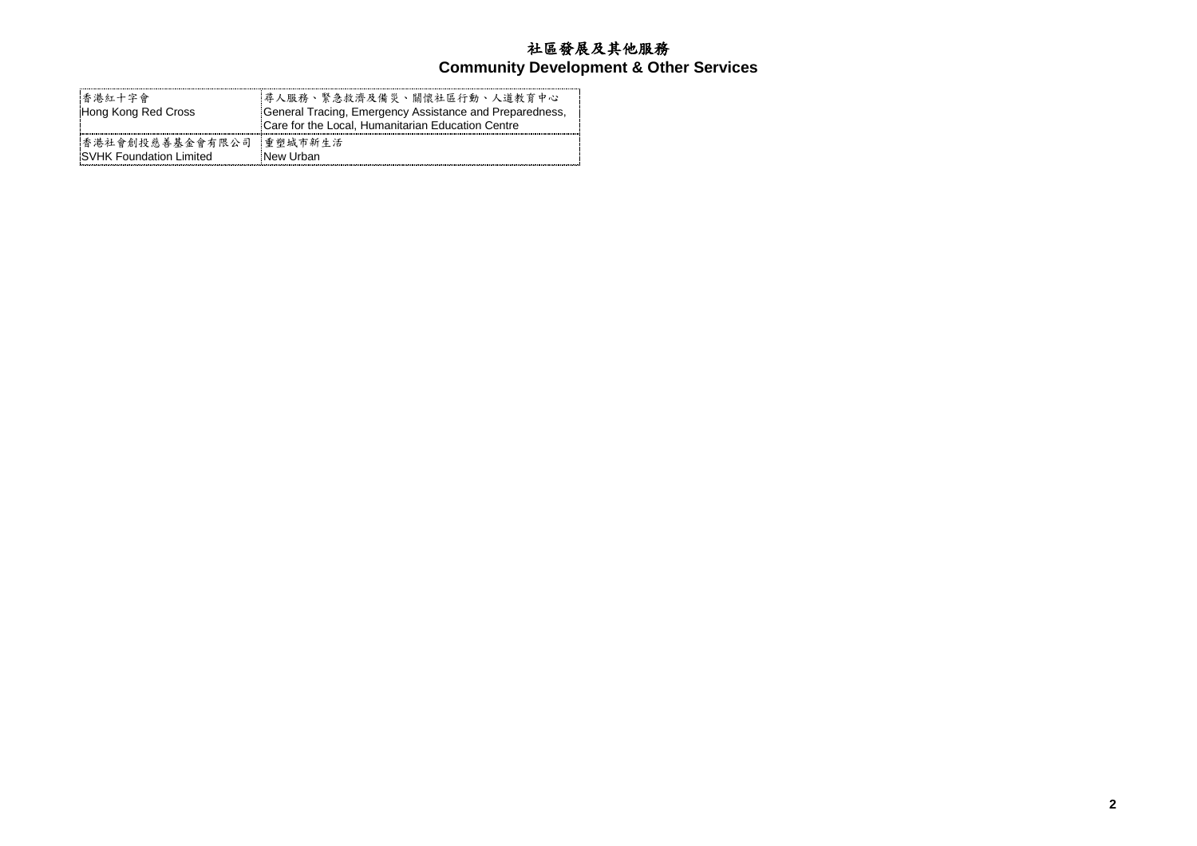# 社區發展及其他服務
# Community Development & Other Services

| | |
|---|---|
| 香港紅十字會<br>Hong Kong Red Cross | 尋人服務、緊急救濟及備災、關懷社區行動、人道教育中心<br>General Tracing, Emergency Assistance and Preparedness, Care for the Local, Humanitarian Education Centre |
| 香港社會創投慈善基金會有限公司<br>SVHK Foundation Limited | 重塑城市新生活<br>New Urban |